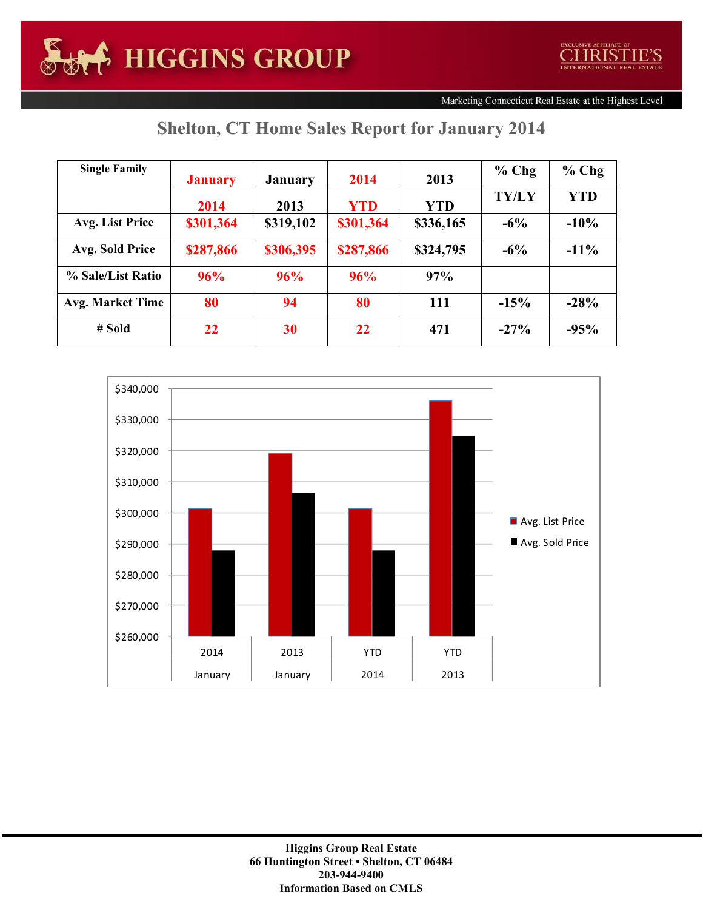HIGGINS GROUP

EXCLUSIVE AFFILIATE OF CHRISTIE'S INTERNATIONAL REAL ESTATE

Marketing Connecticut Real Estate at the Highest Level

## Shelton, CT Home Sales Report for January 2014

| Single Family | January 2014 | January 2013 | 2014 YTD | 2013 YTD | % Chg TY/LY | % Chg YTD |
|---|---|---|---|---|---|---|
| Avg. List Price | $301,364 | $319,102 | $301,364 | $336,165 | -6% | -10% |
| Avg. Sold Price | $287,866 | $306,395 | $287,866 | $324,795 | -6% | -11% |
| % Sale/List Ratio | 96% | 96% | 96% | 97% | | |
| Avg. Market Time | 80 | 94 | 80 | 111 | -15% | -28% |
| # Sold | 22 | 30 | 22 | 471 | -27% | -95% |

$340,000
$330,000
$320,000
$310,000
$300,000
$290,000
$280,000
$270,000
$260,000

2014 January
2013 January
YTD 2014
YTD 2013

Avg. List Price
Avg. Sold Price

Higgins Group Real Estate
66 Huntington Street • Shelton, CT 06484
203-944-9400
Information Based on CMLS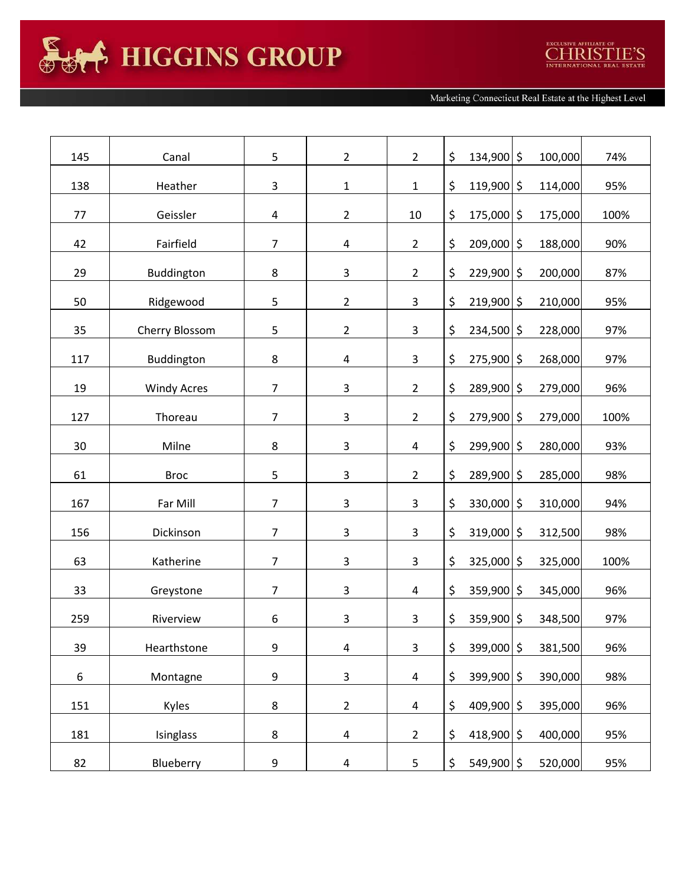| | | | | | | | |
|---|---|---|---|---|---|---|---|
| 145 | Canal | 5 | 2 | 2 | $ 134,900 | $ 100,000 | 74% |
| 138 | Heather | 3 | 1 | 1 | $ 119,900 | $ 114,000 | 95% |
| 77 | Geissler | 4 | 2 | 10 | $ 175,000 | $ 175,000 | 100% |
| 42 | Fairfield | 7 | 4 | 2 | $ 209,000 | $ 188,000 | 90% |
| 29 | Buddington | 8 | 3 | 2 | $ 229,900 | $ 200,000 | 87% |
| 50 | Ridgewood | 5 | 2 | 3 | $ 219,900 | $ 210,000 | 95% |
| 35 | Cherry Blossom | 5 | 2 | 3 | $ 234,500 | $ 228,000 | 97% |
| 117 | Buddington | 8 | 4 | 3 | $ 275,900 | $ 268,000 | 97% |
| 19 | Windy Acres | 7 | 3 | 2 | $ 289,900 | $ 279,000 | 96% |
| 127 | Thoreau | 7 | 3 | 2 | $ 279,900 | $ 279,000 | 100% |
| 30 | Milne | 8 | 3 | 4 | $ 299,900 | $ 280,000 | 93% |
| 61 | Broc | 5 | 3 | 2 | $ 289,900 | $ 285,000 | 98% |
| 167 | Far Mill | 7 | 3 | 3 | $ 330,000 | $ 310,000 | 94% |
| 156 | Dickinson | 7 | 3 | 3 | $ 319,000 | $ 312,500 | 98% |
| 63 | Katherine | 7 | 3 | 3 | $ 325,000 | $ 325,000 | 100% |
| 33 | Greystone | 7 | 3 | 4 | $ 359,900 | $ 345,000 | 96% |
| 259 | Riverview | 6 | 3 | 3 | $ 359,900 | $ 348,500 | 97% |
| 39 | Hearthstone | 9 | 4 | 3 | $ 399,000 | $ 381,500 | 96% |
| 6 | Montagne | 9 | 3 | 4 | $ 399,900 | $ 390,000 | 98% |
| 151 | Kyles | 8 | 2 | 4 | $ 409,900 | $ 395,000 | 96% |
| 181 | Isinglass | 8 | 4 | 2 | $ 418,900 | $ 400,000 | 95% |
| 82 | Blueberry | 9 | 4 | 5 | $ 549,900 | $ 520,000 | 95% |